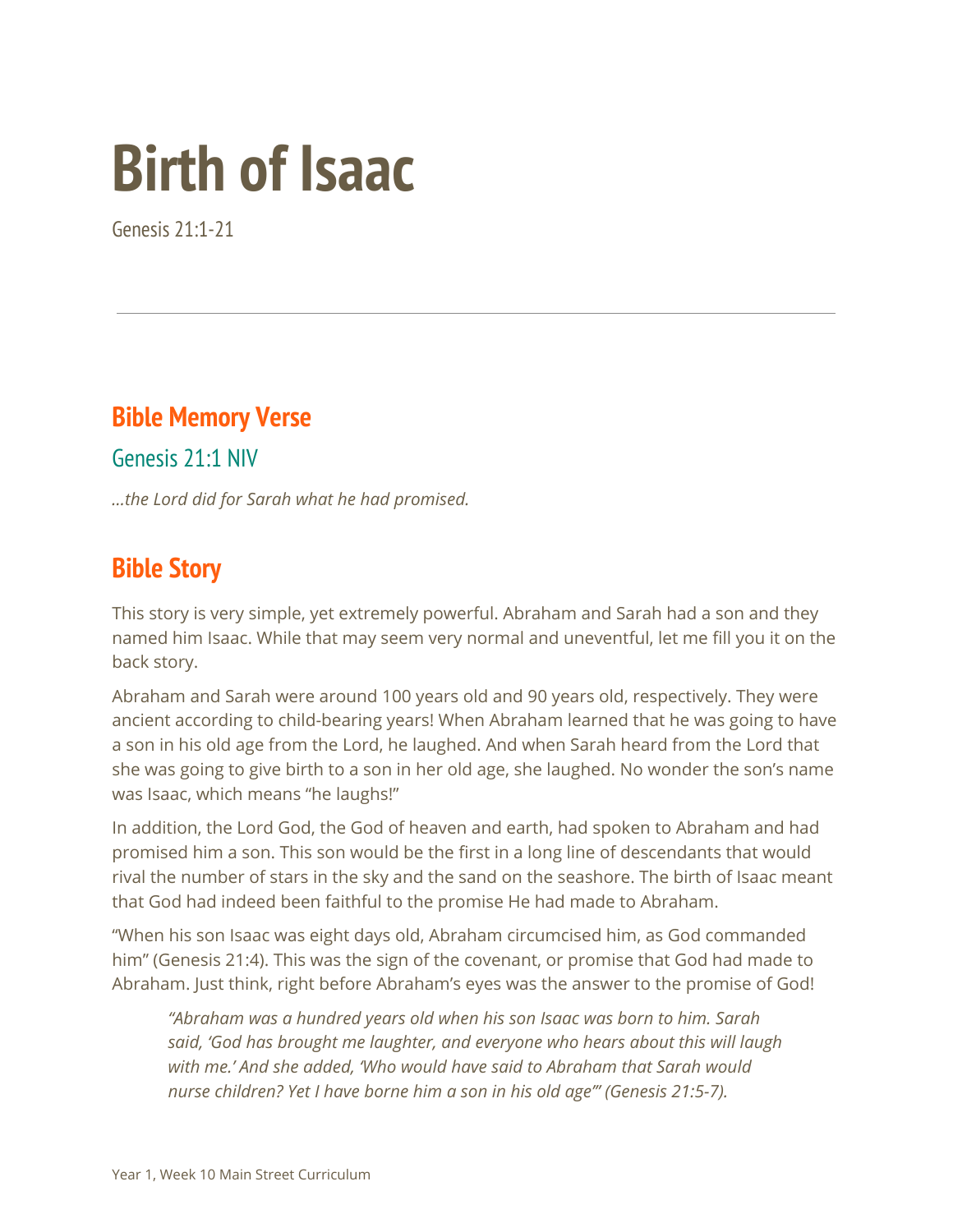# Birth of Isaac

Genesis 21:1-21

---

## Bible Memory Verse

### Genesis 21:1 NIV

*...the Lord did for Sarah what he had promised.*

## Bible Story

This story is very simple, yet extremely powerful. Abraham and Sarah had a son and they named him Isaac. While that may seem very normal and uneventful, let me fill you it on the back story.

Abraham and Sarah were around 100 years old and 90 years old, respectively. They were ancient according to child-bearing years! When Abraham learned that he was going to have a son in his old age from the Lord, he laughed. And when Sarah heard from the Lord that she was going to give birth to a son in her old age, she laughed. No wonder the son's name was Isaac, which means "he laughs!"

In addition, the Lord God, the God of heaven and earth, had spoken to Abraham and had promised him a son. This son would be the first in a long line of descendants that would rival the number of stars in the sky and the sand on the seashore. The birth of Isaac meant that God had indeed been faithful to the promise He had made to Abraham.

"When his son Isaac was eight days old, Abraham circumcised him, as God commanded him" (Genesis 21:4). This was the sign of the covenant, or promise that God had made to Abraham. Just think, right before Abraham's eyes was the answer to the promise of God!

> *"Abraham was a hundred years old when his son Isaac was born to him. Sarah said, 'God has brought me laughter, and everyone who hears about this will laugh with me.' And she added, 'Who would have said to Abraham that Sarah would nurse children? Yet I have borne him a son in his old age'" (Genesis 21:5-7).*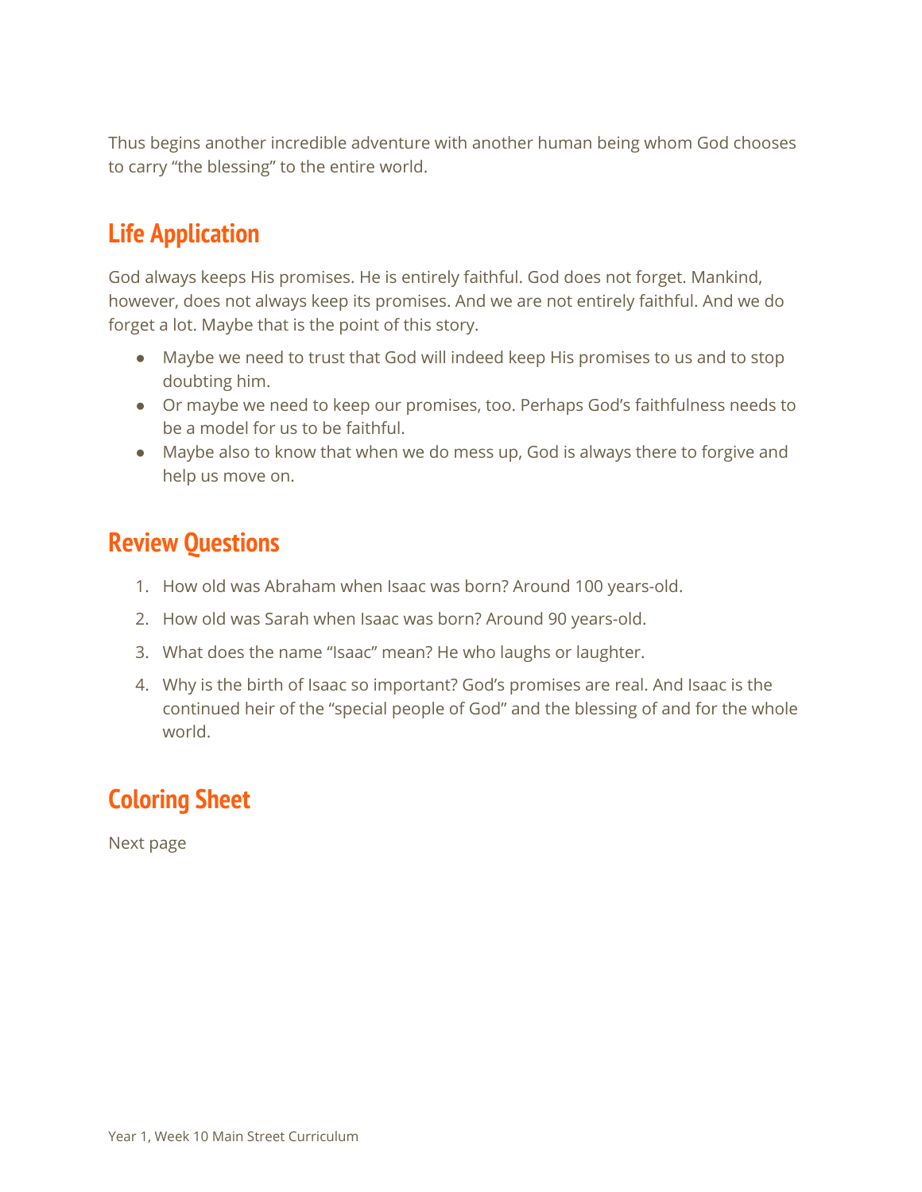Thus begins another incredible adventure with another human being whom God chooses to carry “the blessing” to the entire world.

## Life Application

God always keeps His promises. He is entirely faithful. God does not forget. Mankind, however, does not always keep its promises. And we are not entirely faithful. And we do forget a lot. Maybe that is the point of this story.

- Maybe we need to trust that God will indeed keep His promises to us and to stop doubting him.
- Or maybe we need to keep our promises, too. Perhaps God’s faithfulness needs to be a model for us to be faithful.
- Maybe also to know that when we do mess up, God is always there to forgive and help us move on.

## Review Questions

1. How old was Abraham when Isaac was born? Around 100 years-old.
2. How old was Sarah when Isaac was born? Around 90 years-old.
3. What does the name “Isaac” mean? He who laughs or laughter.
4. Why is the birth of Isaac so important? God’s promises are real. And Isaac is the continued heir of the “special people of God” and the blessing of and for the whole world.

## Coloring Sheet

Next page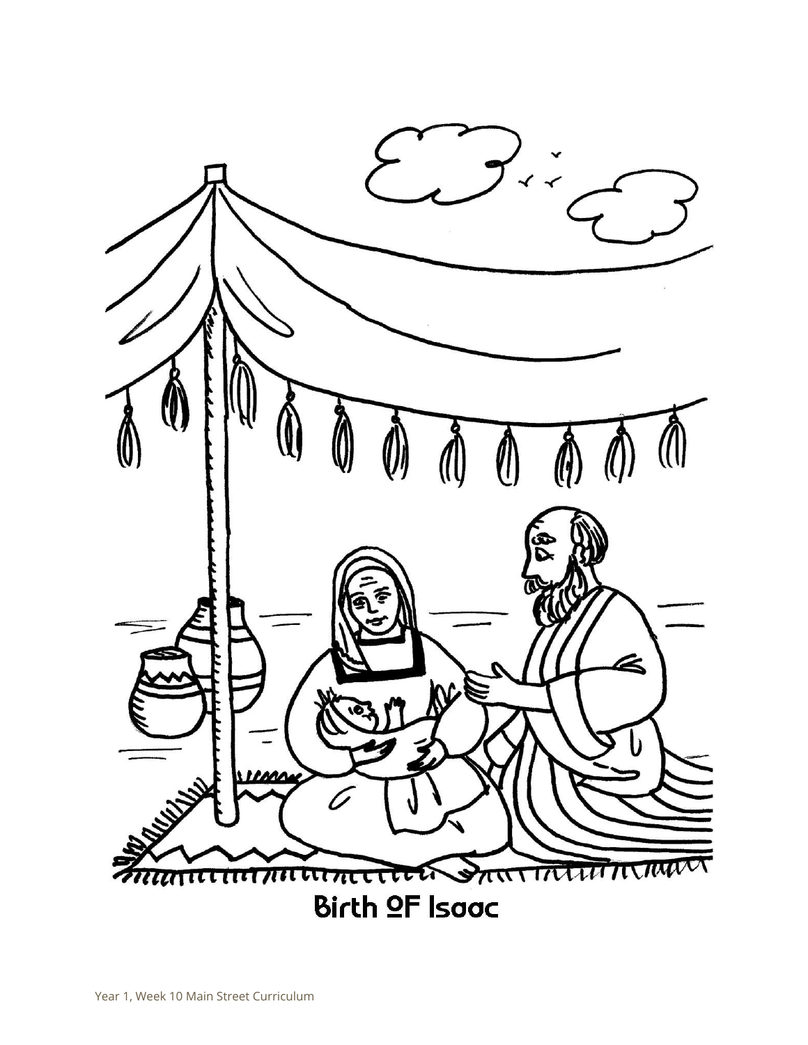Birth of Isaac